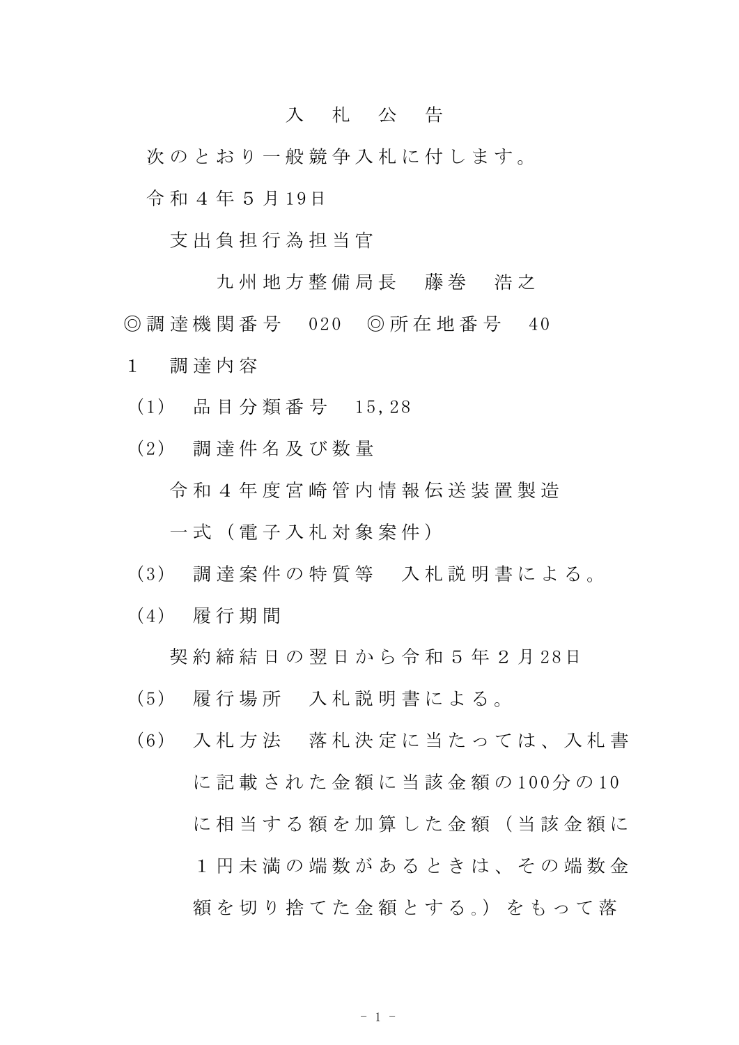# 入　札　公　告

次のとおり一般競争入札に付します。

令和４年５月19日

支出負担行為担当官

九州地方整備局長　藤巻　浩之

◎調達機関番号　020　◎所在地番号　40

１　調達内容

（1）　品目分類番号　15,28

（2）　調達件名及び数量

令和４年度宮崎管内情報伝送装置製造

一式（電子入札対象案件）

（3）　調達案件の特質等　入札説明書による。

（4）　履行期間

契約締結日の翌日から令和５年２月28日

（5）　履行場所　入札説明書による。

（6）　入札方法　落札決定に当たっては、入札書に記載された金額に当該金額の100分の10に相当する額を加算した金額（当該金額に１円未満の端数があるときは、その端数金額を切り捨てた金額とする。）をもって落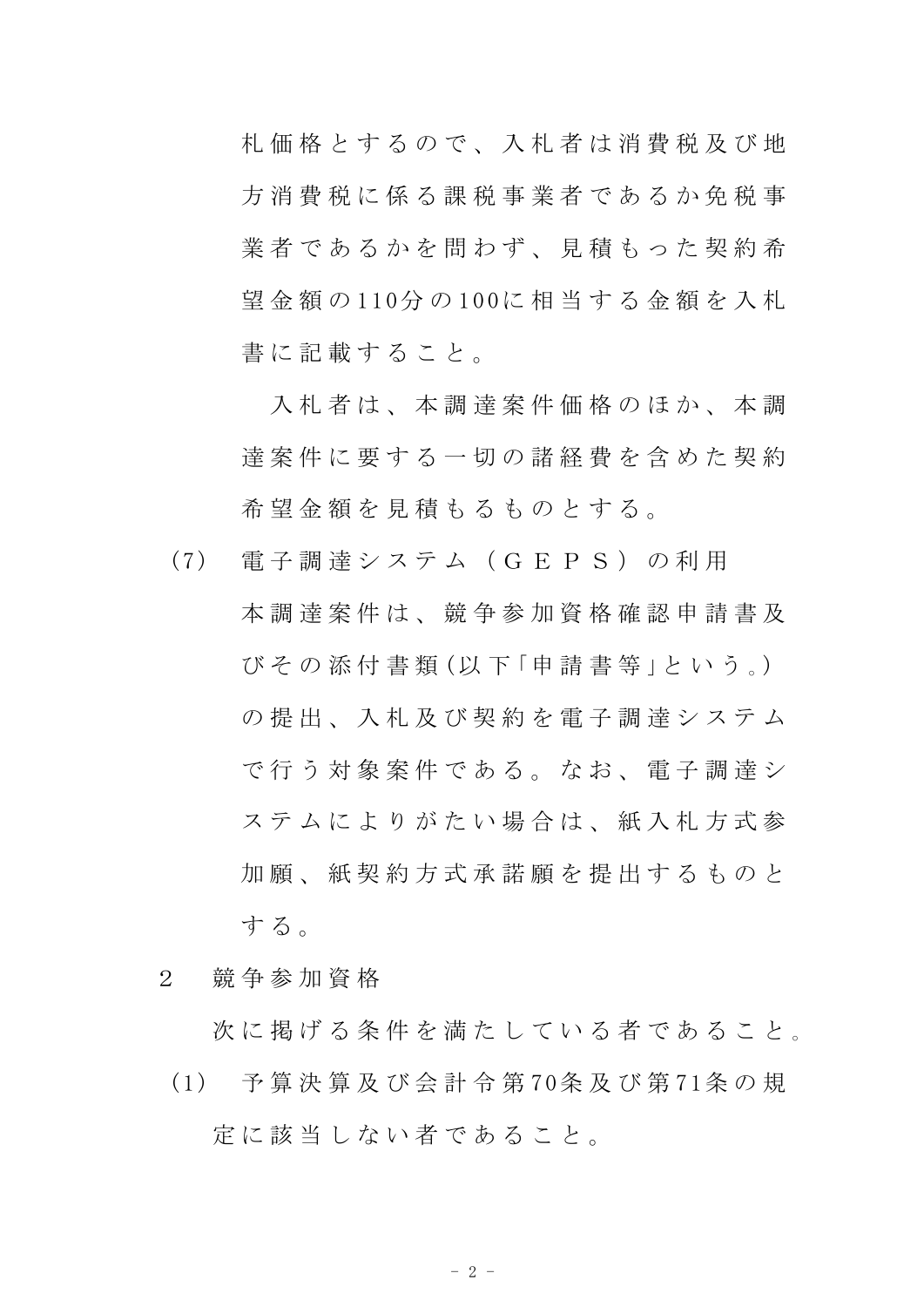札価格とするので、入札者は消費税及び地方消費税に係る課税事業者であるか免税事業者であるかを問わず、見積もった契約希望金額の110分の100に相当する金額を入札書に記載すること。

入札者は、本調達案件価格のほか、本調達案件に要する一切の諸経費を含めた契約希望金額を見積もるものとする。

(7) 電子調達システム（ＧＥＰＳ）の利用

本調達案件は、競争参加資格確認申請書及びその添付書類(以下「申請書等」という。)の提出、入札及び契約を電子調達システムで行う対象案件である。なお、電子調達システムによりがたい場合は、紙入札方式参加願、紙契約方式承諾願を提出するものとする。

2 競争参加資格

次に掲げる条件を満たしている者であること。

(1) 予算決算及び会計令第70条及び第71条の規定に該当しない者であること。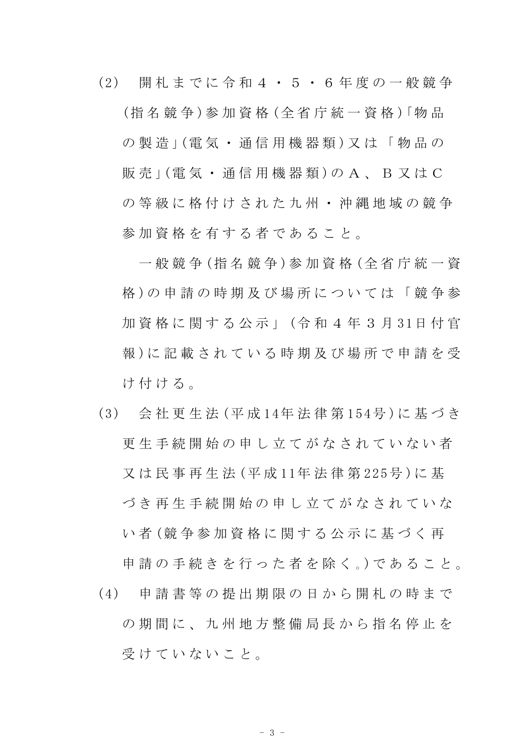(2) 開札までに令和４・５・６年度の一般競争(指名競争)参加資格(全省庁統一資格)「物品の製造」(電気・通信用機器類)又は「物品の販売」(電気・通信用機器類)のＡ、Ｂ又はＣの等級に格付けされた九州・沖縄地域の競争参加資格を有する者であること。

一般競争(指名競争)参加資格(全省庁統一資格)の申請の時期及び場所については「競争参加資格に関する公示」(令和４年３月31日付官報)に記載されている時期及び場所で申請を受け付ける。

(3) 会社更生法(平成14年法律第154号)に基づき更生手続開始の申し立てがなされていない者又は民事再生法(平成11年法律第225号)に基づき再生手続開始の申し立てがなされていない者(競争参加資格に関する公示に基づく再申請の手続きを行った者を除く。)であること。

(4) 申請書等の提出期限の日から開札の時までの期間に、九州地方整備局長から指名停止を受けていないこと。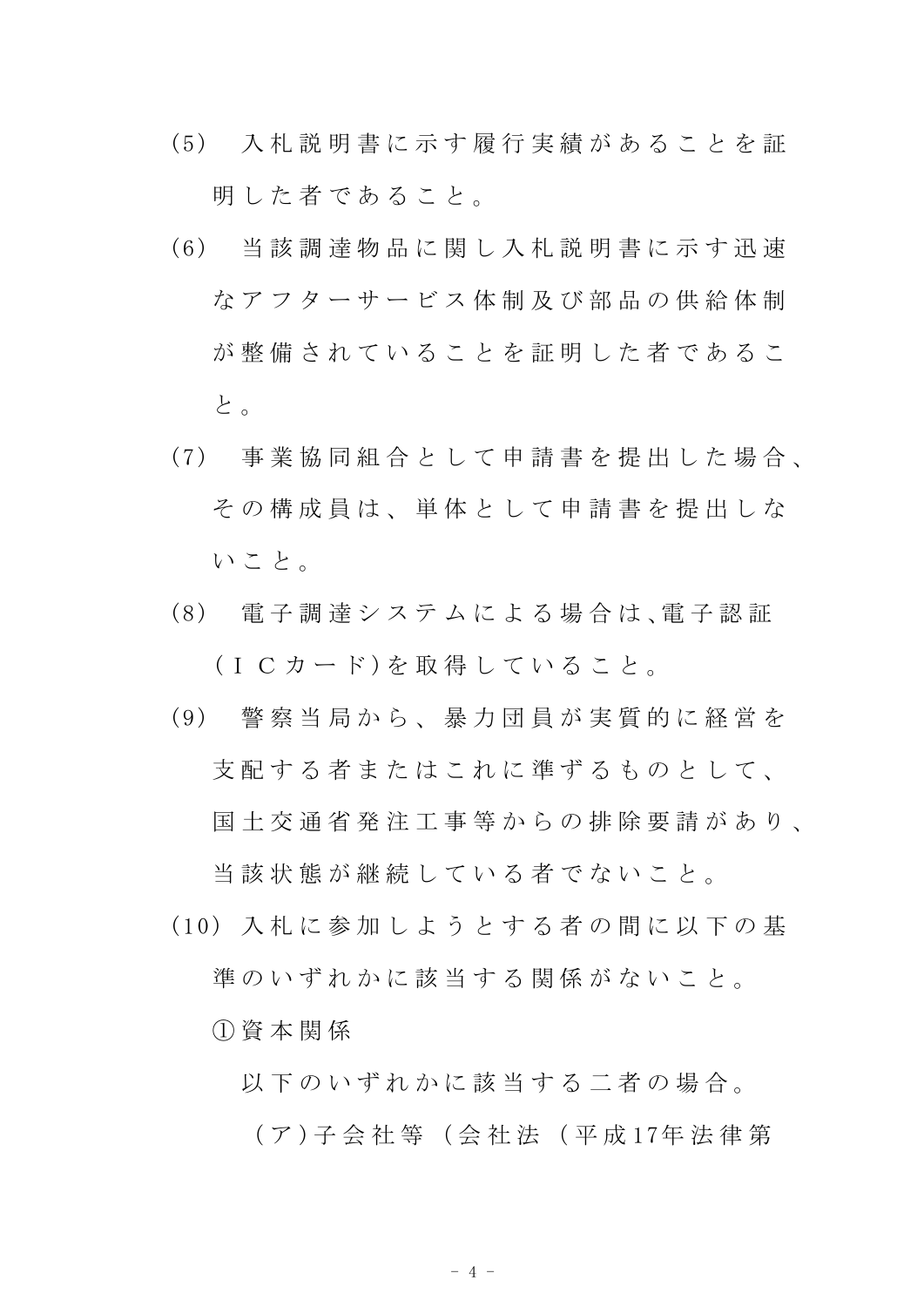(5) 入札説明書に示す履行実績があることを証明した者であること。

(6) 当該調達物品に関し入札説明書に示す迅速なアフターサービス体制及び部品の供給体制が整備されていることを証明した者であること。

(7) 事業協同組合として申請書を提出した場合、その構成員は、単体として申請書を提出しないこと。

(8) 電子調達システムによる場合は､電子認証（ＩＣカード）を取得していること。

(9) 警察当局から、暴力団員が実質的に経営を支配する者またはこれに準ずるものとして、国土交通省発注工事等からの排除要請があり、当該状態が継続している者でないこと。

(10) 入札に参加しようとする者の間に以下の基準のいずれかに該当する関係がないこと。

①資本関係

以下のいずれかに該当する二者の場合。

（ア）子会社等（会社法（平成17年法律第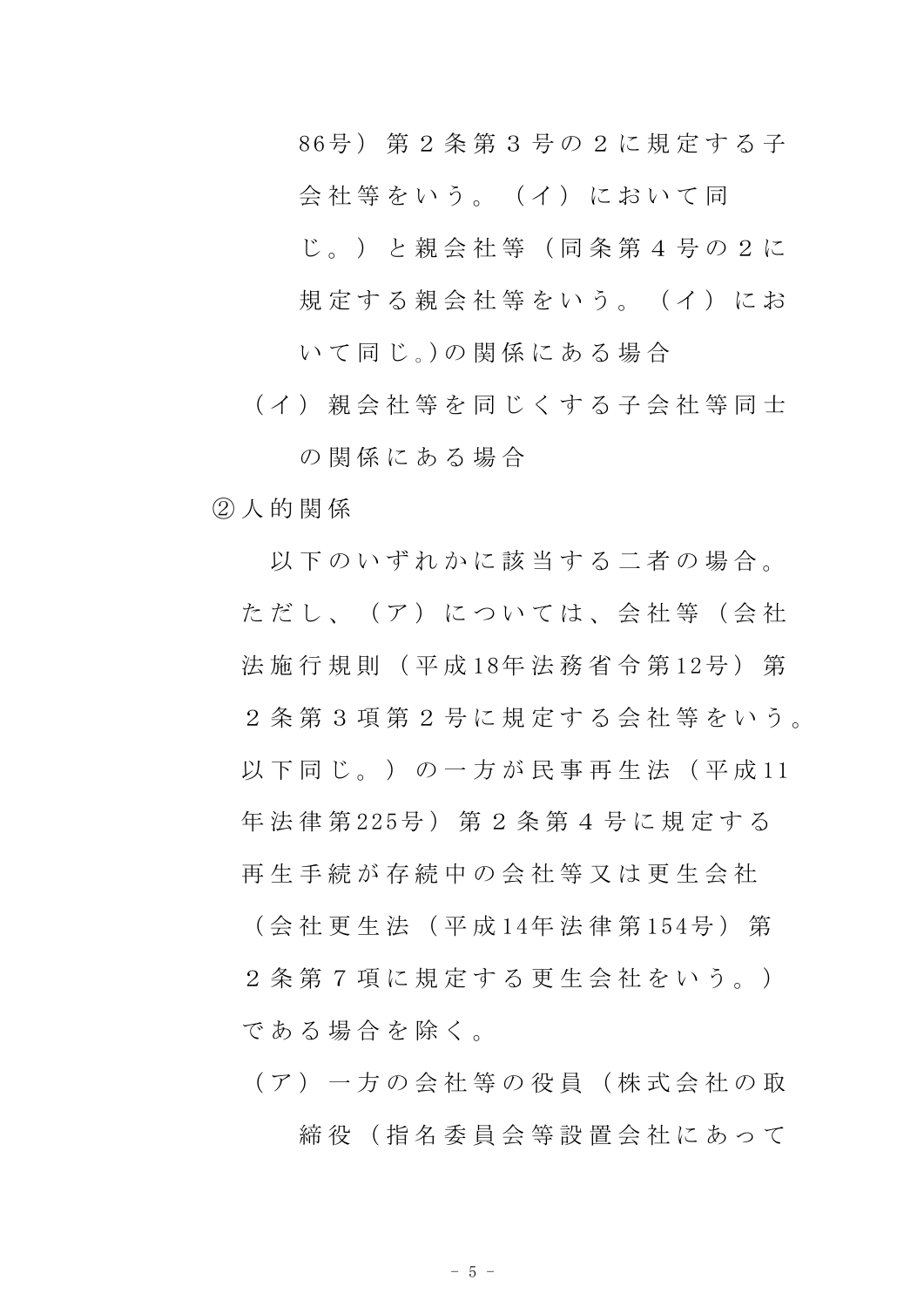86号）第２条第３号の２に規定する子会社等をいう。（イ）において同じ。）と親会社等（同条第４号の２に規定する親会社等をいう。（イ）において同じ。)の関係にある場合

（イ）親会社等を同じくする子会社等同士の関係にある場合

②人的関係

以下のいずれかに該当する二者の場合。ただし、（ア）については、会社等（会社法施行規則（平成18年法務省令第12号）第２条第３項第２号に規定する会社等をいう。以下同じ。）の一方が民事再生法（平成11年法律第225号）第２条第４号に規定する再生手続が存続中の会社等又は更生会社（会社更生法（平成14年法律第154号）第２条第７項に規定する更生会社をいう。）である場合を除く。

（ア）一方の会社等の役員（株式会社の取締役（指名委員会等設置会社にあって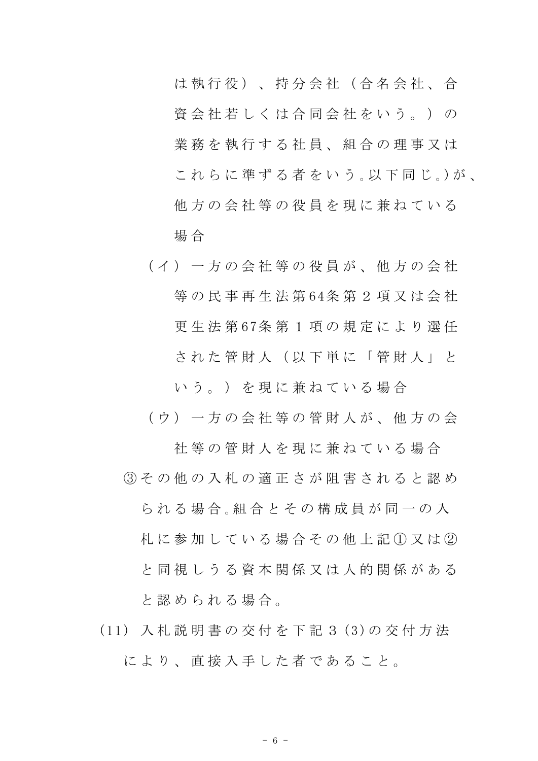は執行役）、持分会社（合名会社、合資会社若しくは合同会社をいう。）の業務を執行する社員、組合の理事又はこれらに準ずる者をいう。以下同じ。）が、他方の会社等の役員を現に兼ねている場合

（イ）一方の会社等の役員が、他方の会社等の民事再生法第64条第２項又は会社更生法第67条第１項の規定により選任された管財人（以下単に「管財人」という。）を現に兼ねている場合

（ウ）一方の会社等の管財人が、他方の会社等の管財人を現に兼ねている場合

③その他の入札の適正さが阻害されると認められる場合。組合とその構成員が同一の入札に参加している場合その他上記①又は②と同視しうる資本関係又は人的関係があると認められる場合。

(11) 入札説明書の交付を下記３(3)の交付方法により、直接入手した者であること。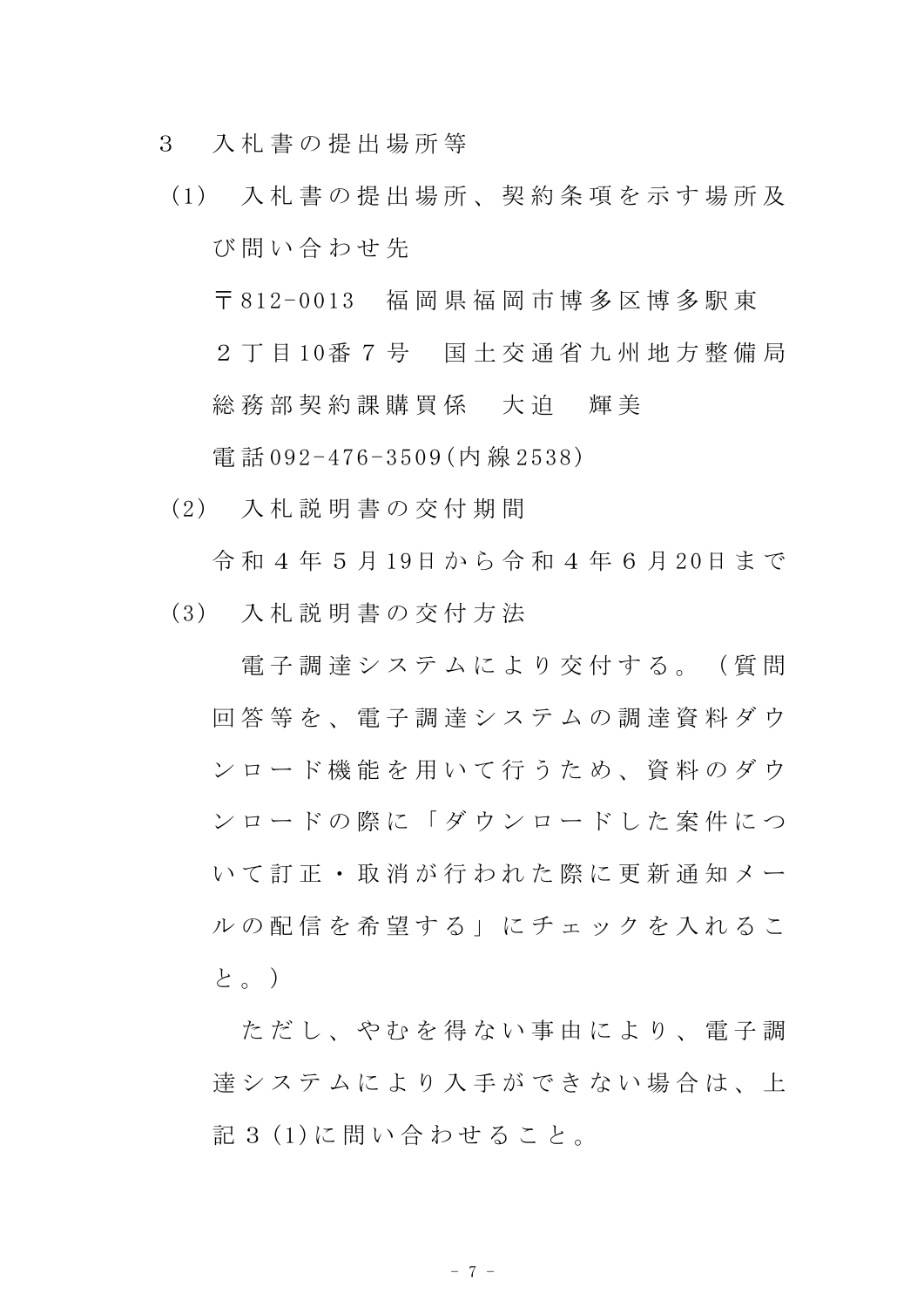## 3　入札書の提出場所等

(1)　入札書の提出場所、契約条項を示す場所及び問い合わせ先

〒812-0013　福岡県福岡市博多区博多駅東２丁目10番７号　国土交通省九州地方整備局総務部契約課購買係　大迫　輝美

電話092-476-3509(内線2538)

(2)　入札説明書の交付期間

令和４年５月19日から令和４年６月20日まで

(3)　入札説明書の交付方法

電子調達システムにより交付する。（質問回答等を、電子調達システムの調達資料ダウンロード機能を用いて行うため、資料のダウンロードの際に「ダウンロードした案件について訂正・取消が行われた際に更新通知メールの配信を希望する」にチェックを入れること。）

ただし、やむを得ない事由により、電子調達システムにより入手ができない場合は、上記３(1)に問い合わせること。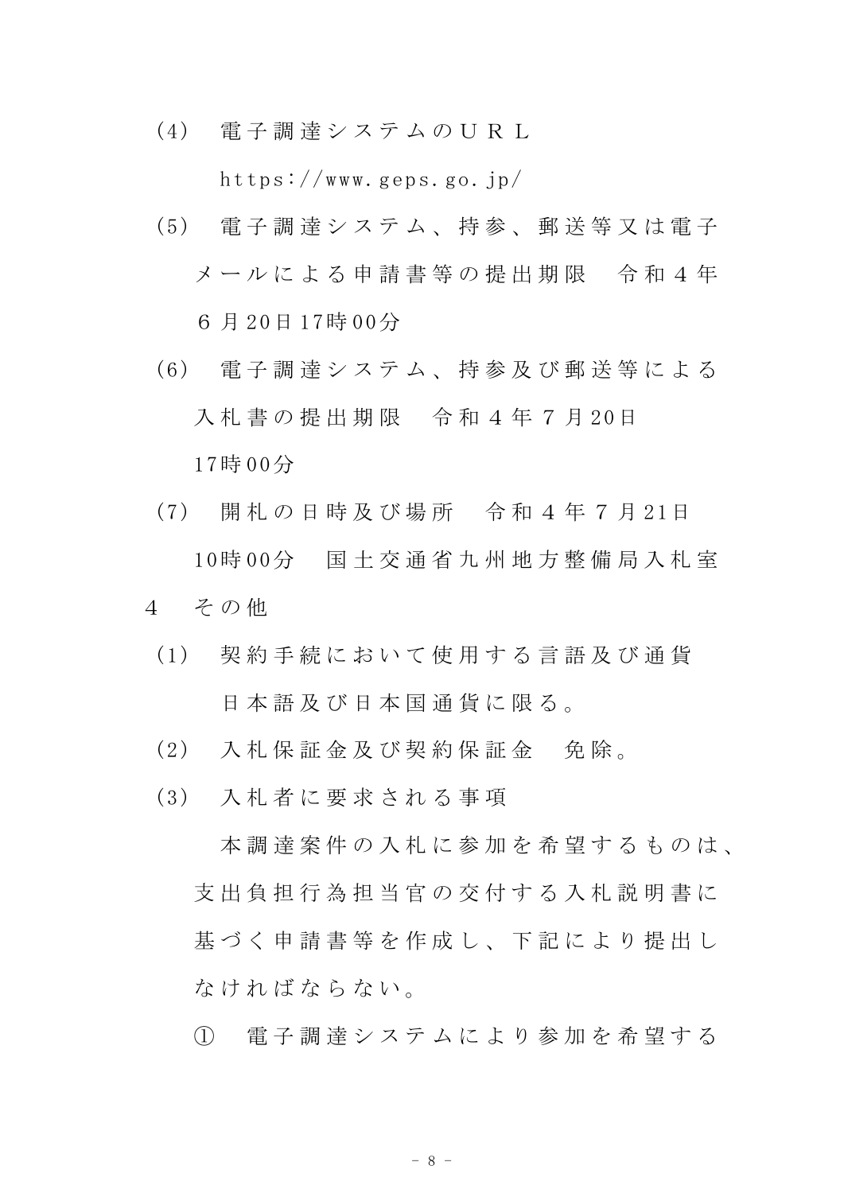(4)　電子調達システムのＵＲＬ

https://www.geps.go.jp/

(5)　電子調達システム、持参、郵送等又は電子メールによる申請書等の提出期限　令和４年６月20日17時00分

(6)　電子調達システム、持参及び郵送等による入札書の提出期限　令和４年７月20日17時00分

(7)　開札の日時及び場所　令和４年７月21日10時00分　国土交通省九州地方整備局入札室

４　その他

(1)　契約手続において使用する言語及び通貨

日本語及び日本国通貨に限る。

(2)　入札保証金及び契約保証金　免除。

(3)　入札者に要求される事項

本調達案件の入札に参加を希望するものは、支出負担行為担当官の交付する入札説明書に基づく申請書等を作成し、下記により提出しなければならない。

①　電子調達システムにより参加を希望する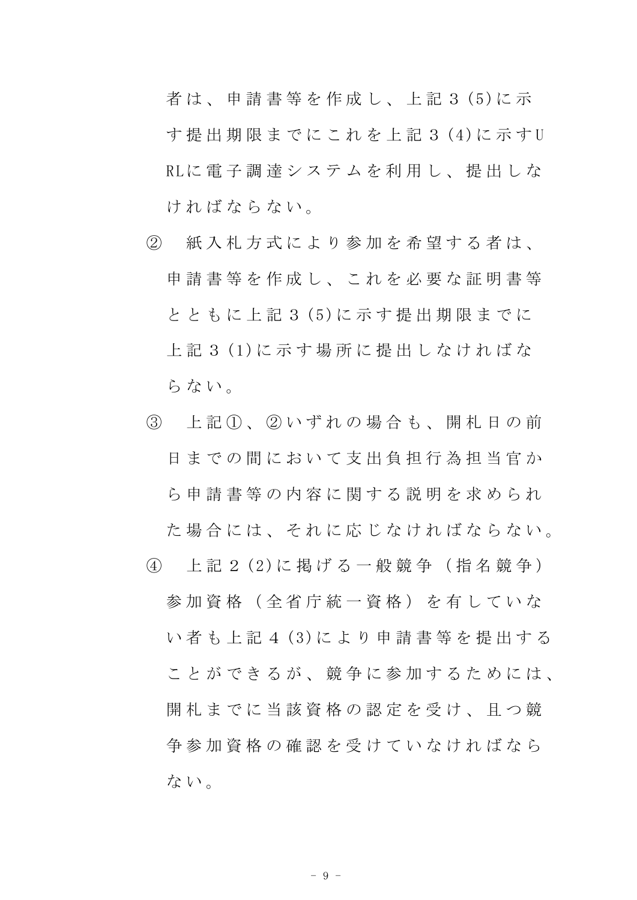者は、申請書等を作成し、上記３(5)に示す提出期限までにこれを上記３(4)に示すURLに電子調達システムを利用し、提出しなければならない。

② 紙入札方式により参加を希望する者は、申請書等を作成し、これを必要な証明書等とともに上記３(5)に示す提出期限までに上記３(1)に示す場所に提出しなければならない。

③ 上記①、②いずれの場合も、開札日の前日までの間において支出負担行為担当官から申請書等の内容に関する説明を求められた場合には、それに応じなければならない。

④ 上記２(2)に掲げる一般競争（指名競争）参加資格（全省庁統一資格）を有していない者も上記４(3)により申請書等を提出することができるが、競争に参加するためには、開札までに当該資格の認定を受け、且つ競争参加資格の確認を受けていなければならない。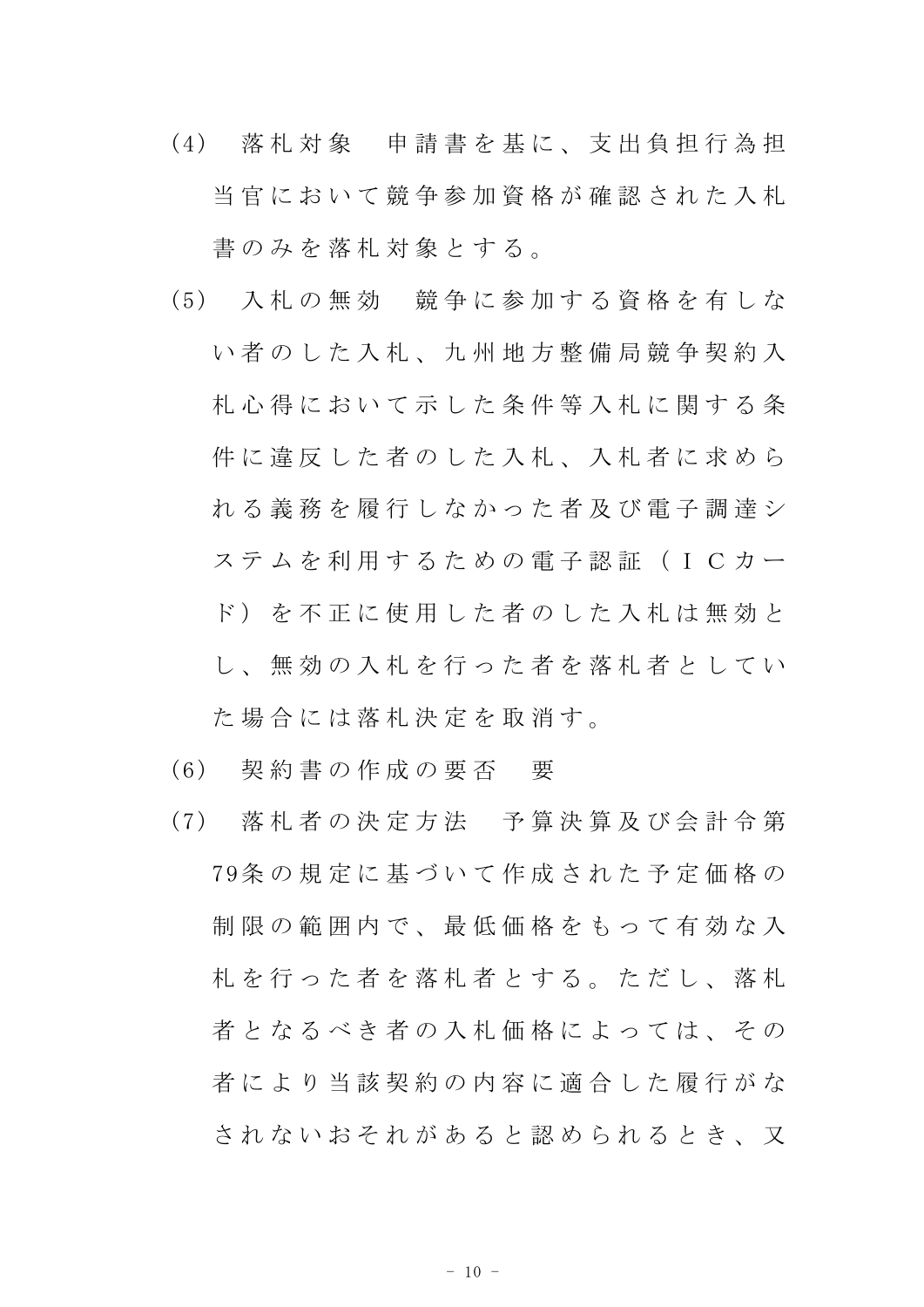(4)　落札対象　申請書を基に、支出負担行為担当官において競争参加資格が確認された入札書のみを落札対象とする。

(5)　入札の無効　競争に参加する資格を有しない者のした入札、九州地方整備局競争契約入札心得において示した条件等入札に関する条件に違反した者のした入札、入札者に求められる義務を履行しなかった者及び電子調達システムを利用するための電子認証（ＩＣカード）を不正に使用した者のした入札は無効とし、無効の入札を行った者を落札者としていた場合には落札決定を取消す。

(6)　契約書の作成の要否　要

(7)　落札者の決定方法　予算決算及び会計令第79条の規定に基づいて作成された予定価格の制限の範囲内で、最低価格をもって有効な入札を行った者を落札者とする。ただし、落札者となるべき者の入札価格によっては、その者により当該契約の内容に適合した履行がなされないおそれがあると認められるとき、又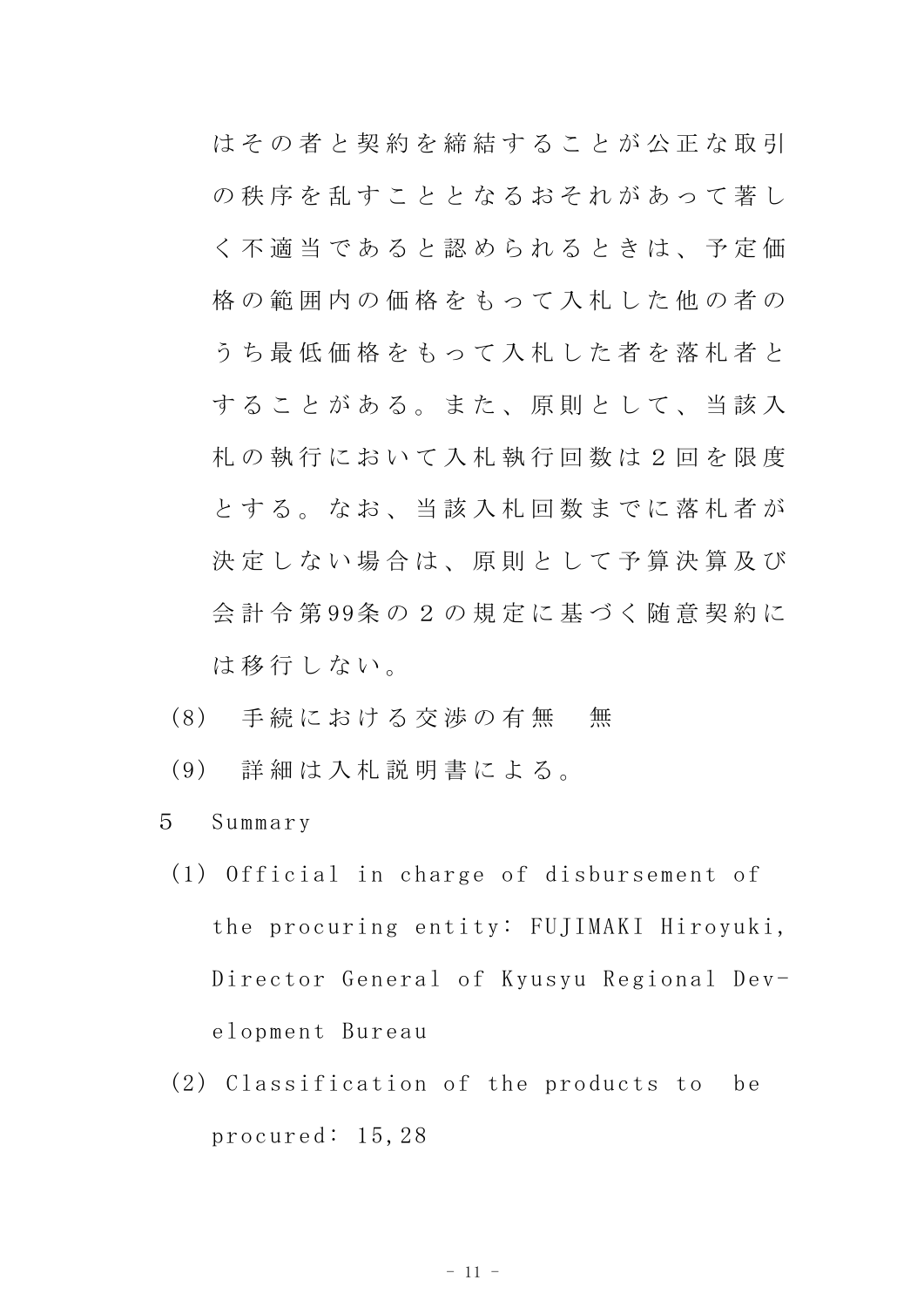はその者と契約を締結することが公正な取引の秩序を乱すこととなるおそれがあって著しく不適当であると認められるときは、予定価格の範囲内の価格をもって入札した他の者のうち最低価格をもって入札した者を落札者とすることがある。また、原則として、当該入札の執行において入札執行回数は２回を限度とする。なお、当該入札回数までに落札者が決定しない場合は、原則として予算決算及び会計令第99条の２の規定に基づく随意契約には移行しない。

(8)　手続における交渉の有無　無

(9)　詳細は入札説明書による。

5　Summary

(1) Official in charge of disbursement of the procuring entity: FUJIMAKI Hiroyuki, Director General of Kyusyu Regional Development Bureau

(2) Classification of the products to be procured: 15,28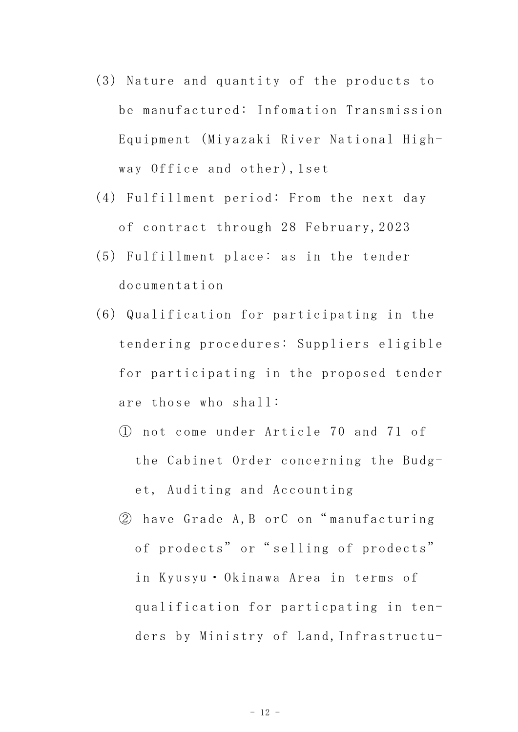(3) Nature and quantity of the products to be manufactured: Infomation Transmission Equipment (Miyazaki River National Highway Office and other),1set

(4) Fulfillment period: From the next day of contract through 28 February,2023

(5) Fulfillment place: as in the tender documentation

(6) Qualification for participating in the tendering procedures: Suppliers eligible for participating in the proposed tender are those who shall:

① not come under Article 70 and 71 of the Cabinet Order concerning the Budget, Auditing and Accounting

② have Grade A,B orC on "manufacturing of prodects" or "selling of prodects" in Kyusyu・Okinawa Area in terms of qualification for particpating in tenders by Ministry of Land,Infrastructu-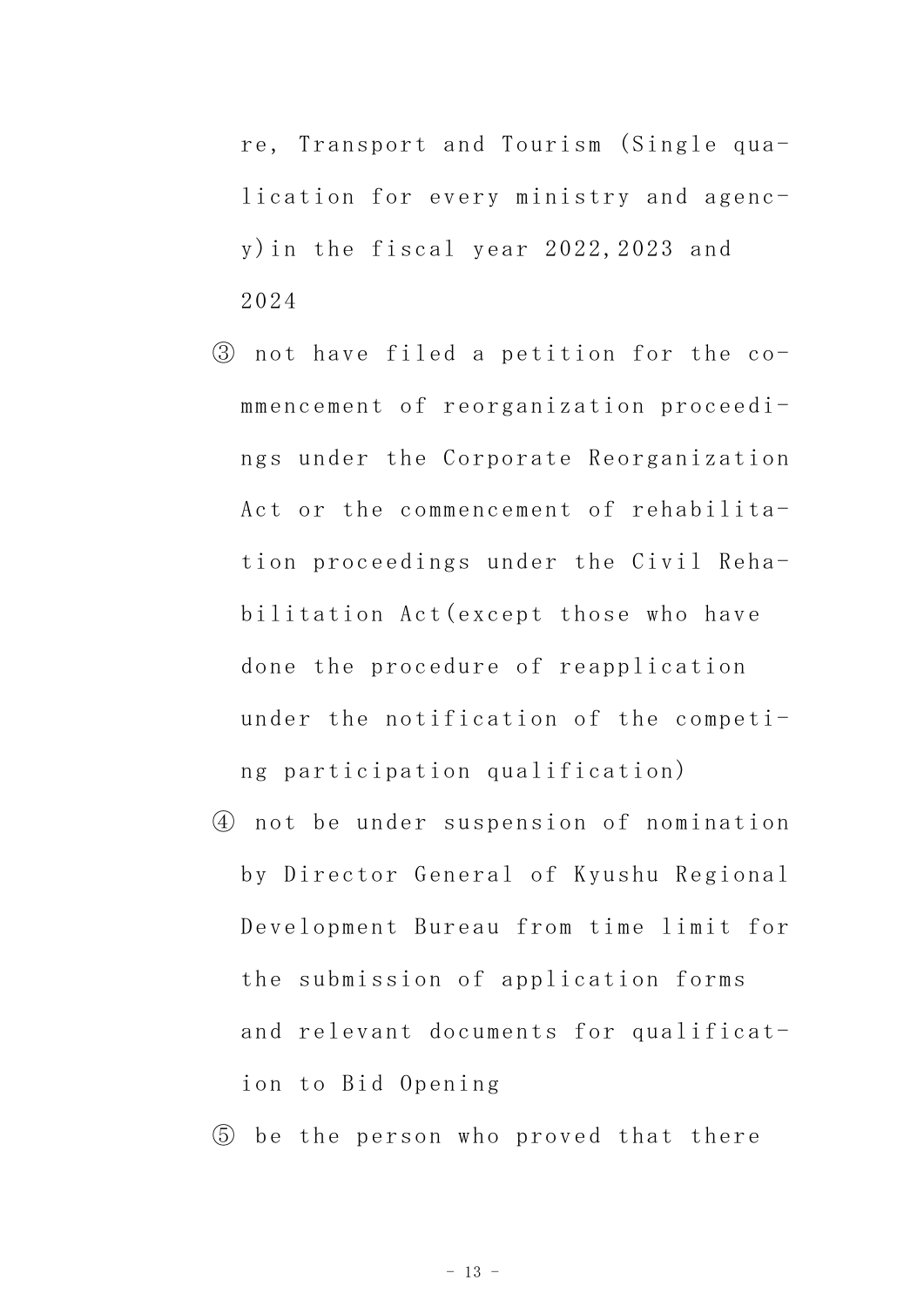re, Transport and Tourism (Single qua-lication for every ministry and agenc-y)in the fiscal year 2022,2023 and 2024

③ not have filed a petition for the co-mmencement of reorganization proceedi-ngs under the Corporate Reorganization Act or the commencement of rehabilita-tion proceedings under the Civil Reha-bilitation Act(except those who have done the procedure of reapplication under the notification of the competi-ng participation qualification)

④ not be under suspension of nomination by Director General of Kyushu Regional Development Bureau from time limit for the submission of application forms and relevant documents for qualificat-ion to Bid Opening

⑤ be the person who proved that there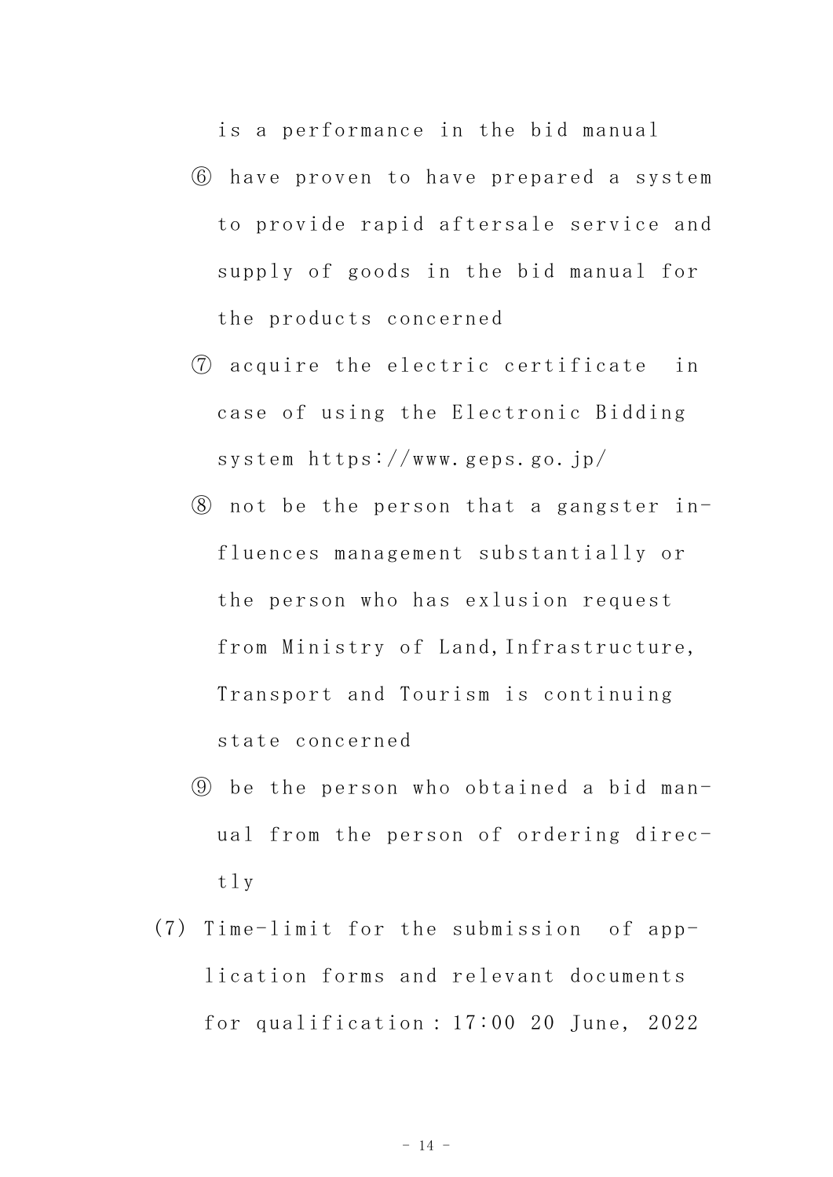is a performance in the bid manual

⑥ have proven to have prepared a system to provide rapid aftersale service and supply of goods in the bid manual for the products concerned

⑦ acquire the electric certificate in case of using the Electronic Bidding system https://www.geps.go.jp/

⑧ not be the person that a gangster influences management substantially or the person who has exlusion request from Ministry of Land,Infrastructure, Transport and Tourism is continuing state concerned

⑨ be the person who obtained a bid manual from the person of ordering directly

(7) Time-limit for the submission of application forms and relevant documents for qualification：17:00 20 June, 2022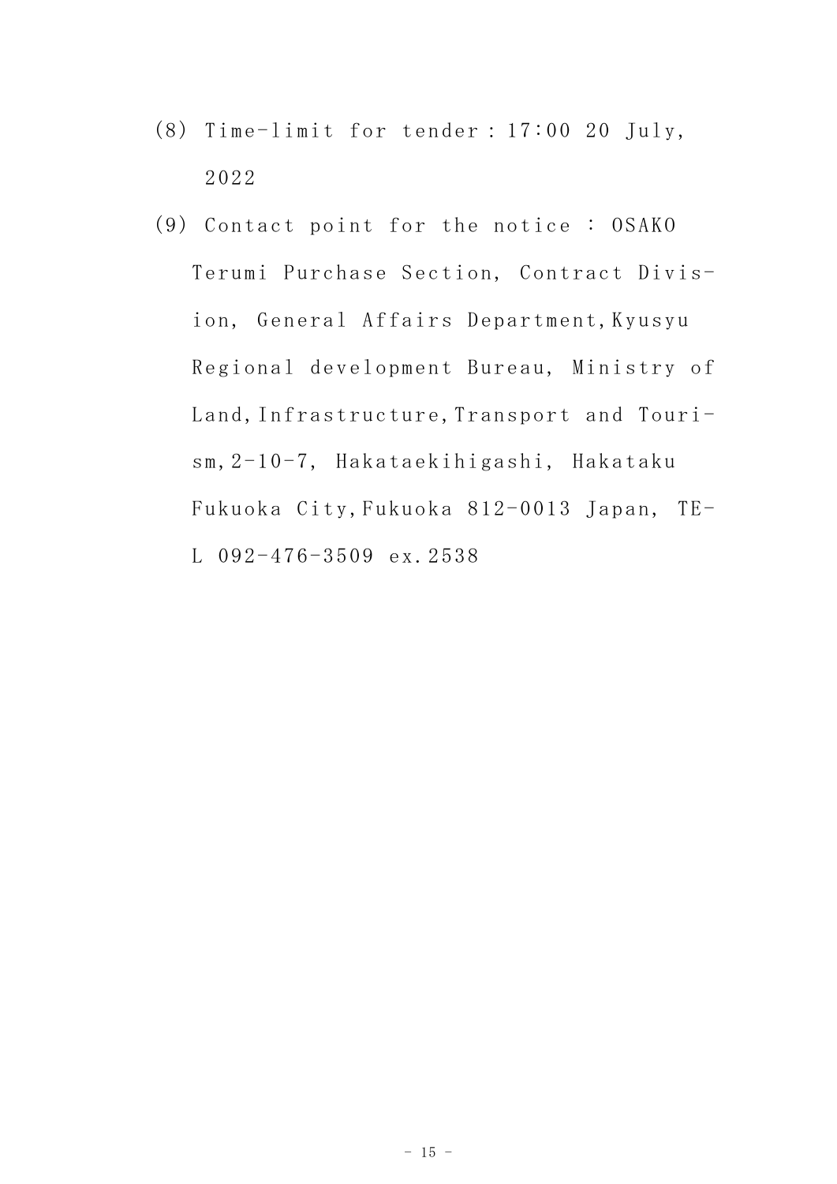(8) Time-limit for tender : 17:00 20 July, 2022

(9) Contact point for the notice : OSAKO Terumi Purchase Section, Contract Divis-ion, General Affairs Department, Kyusyu Regional development Bureau, Ministry of Land, Infrastructure, Transport and Touri-sm, 2-10-7, Hakataekihigashi, Hakataku Fukuoka City, Fukuoka 812-0013 Japan, TE-L 092-476-3509 ex.2538